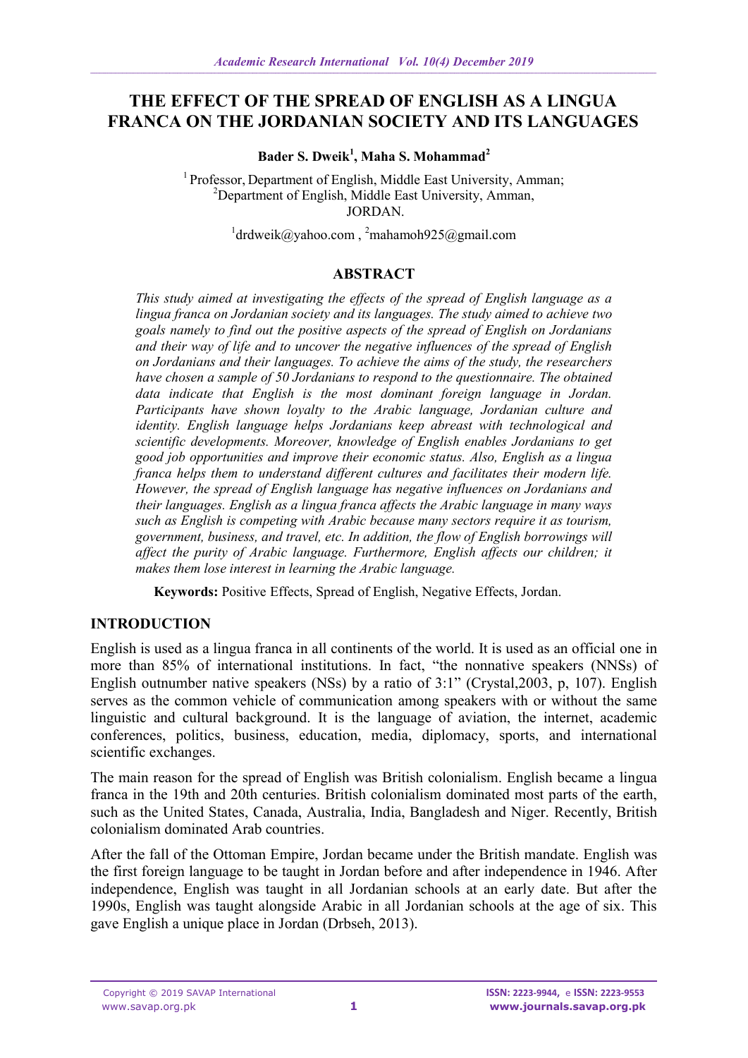# THE EFFECT OF THE SPREAD OF ENGLISH AS A LINGUA FRANCA ON THE JORDANIAN SOCIETY AND ITS LANGUAGES

**Bader S. Dweik[1], Maha S. Mohammad[2]**

[1] Professor, Department of English, Middle East University, Amman;
[2]Department of English, Middle East University, Amman,
JORDAN.

[1]drdweik@yahoo.com , [2]mahamoh925@gmail.com

## ABSTRACT

*This study aimed at investigating the effects of the spread of English language as a lingua franca on Jordanian society and its languages. The study aimed to achieve two goals namely to find out the positive aspects of the spread of English on Jordanians and their way of life and to uncover the negative influences of the spread of English on Jordanians and their languages. To achieve the aims of the study, the researchers have chosen a sample of 50 Jordanians to respond to the questionnaire. The obtained data indicate that English is the most dominant foreign language in Jordan. Participants have shown loyalty to the Arabic language, Jordanian culture and identity. English language helps Jordanians keep abreast with technological and scientific developments. Moreover, knowledge of English enables Jordanians to get good job opportunities and improve their economic status. Also, English as a lingua franca helps them to understand different cultures and facilitates their modern life. However, the spread of English language has negative influences on Jordanians and their languages. English as a lingua franca affects the Arabic language in many ways such as English is competing with Arabic because many sectors require it as tourism, government, business, and travel, etc. In addition, the flow of English borrowings will affect the purity of Arabic language. Furthermore, English affects our children; it makes them lose interest in learning the Arabic language.*

**Keywords:** Positive Effects, Spread of English, Negative Effects, Jordan.

## INTRODUCTION

English is used as a lingua franca in all continents of the world. It is used as an official one in more than 85% of international institutions. In fact, "the nonnative speakers (NNSs) of English outnumber native speakers (NSs) by a ratio of 3:1" (Crystal,2003, p, 107). English serves as the common vehicle of communication among speakers with or without the same linguistic and cultural background. It is the language of aviation, the internet, academic conferences, politics, business, education, media, diplomacy, sports, and international scientific exchanges.

The main reason for the spread of English was British colonialism. English became a lingua franca in the 19th and 20th centuries. British colonialism dominated most parts of the earth, such as the United States, Canada, Australia, India, Bangladesh and Niger. Recently, British colonialism dominated Arab countries.

After the fall of the Ottoman Empire, Jordan became under the British mandate. English was the first foreign language to be taught in Jordan before and after independence in 1946. After independence, English was taught in all Jordanian schools at an early date. But after the 1990s, English was taught alongside Arabic in all Jordanian schools at the age of six. This gave English a unique place in Jordan (Drbseh, 2013).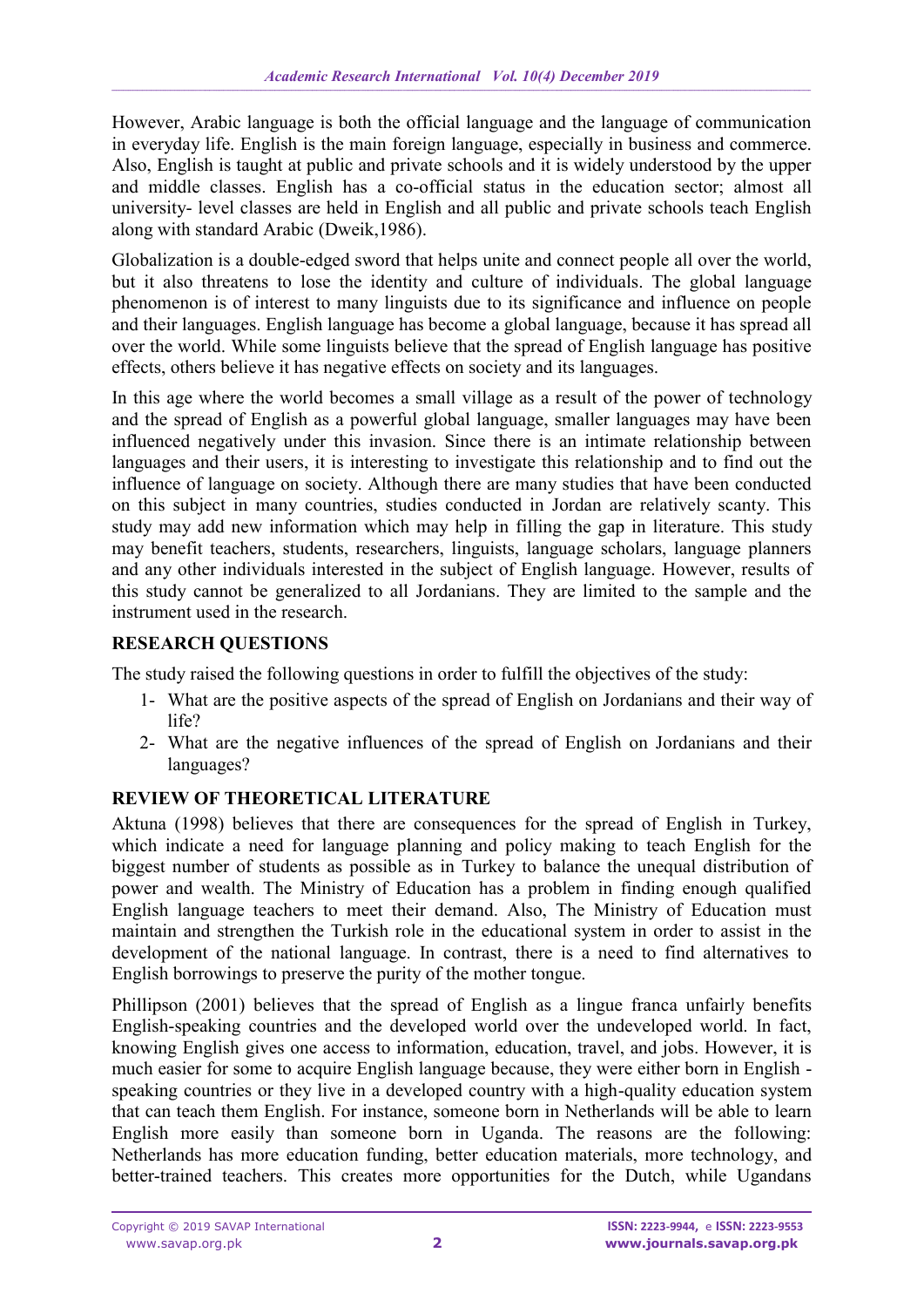However, Arabic language is both the official language and the language of communication in everyday life. English is the main foreign language, especially in business and commerce. Also, English is taught at public and private schools and it is widely understood by the upper and middle classes. English has a co-official status in the education sector; almost all university- level classes are held in English and all public and private schools teach English along with standard Arabic (Dweik,1986).

Globalization is a double-edged sword that helps unite and connect people all over the world, but it also threatens to lose the identity and culture of individuals. The global language phenomenon is of interest to many linguists due to its significance and influence on people and their languages. English language has become a global language, because it has spread all over the world. While some linguists believe that the spread of English language has positive effects, others believe it has negative effects on society and its languages.

In this age where the world becomes a small village as a result of the power of technology and the spread of English as a powerful global language, smaller languages may have been influenced negatively under this invasion. Since there is an intimate relationship between languages and their users, it is interesting to investigate this relationship and to find out the influence of language on society. Although there are many studies that have been conducted on this subject in many countries, studies conducted in Jordan are relatively scanty. This study may add new information which may help in filling the gap in literature. This study may benefit teachers, students, researchers, linguists, language scholars, language planners and any other individuals interested in the subject of English language. However, results of this study cannot be generalized to all Jordanians. They are limited to the sample and the instrument used in the research.

## RESEARCH QUESTIONS

The study raised the following questions in order to fulfill the objectives of the study:

1- What are the positive aspects of the spread of English on Jordanians and their way of life?

2- What are the negative influences of the spread of English on Jordanians and their languages?

## REVIEW OF THEORETICAL LITERATURE

Aktuna (1998) believes that there are consequences for the spread of English in Turkey, which indicate a need for language planning and policy making to teach English for the biggest number of students as possible as in Turkey to balance the unequal distribution of power and wealth. The Ministry of Education has a problem in finding enough qualified English language teachers to meet their demand. Also, The Ministry of Education must maintain and strengthen the Turkish role in the educational system in order to assist in the development of the national language. In contrast, there is a need to find alternatives to English borrowings to preserve the purity of the mother tongue.

Phillipson (2001) believes that the spread of English as a lingue franca unfairly benefits English-speaking countries and the developed world over the undeveloped world. In fact, knowing English gives one access to information, education, travel, and jobs. However, it is much easier for some to acquire English language because, they were either born in English -speaking countries or they live in a developed country with a high-quality education system that can teach them English. For instance, someone born in Netherlands will be able to learn English more easily than someone born in Uganda. The reasons are the following: Netherlands has more education funding, better education materials, more technology, and better-trained teachers. This creates more opportunities for the Dutch, while Ugandans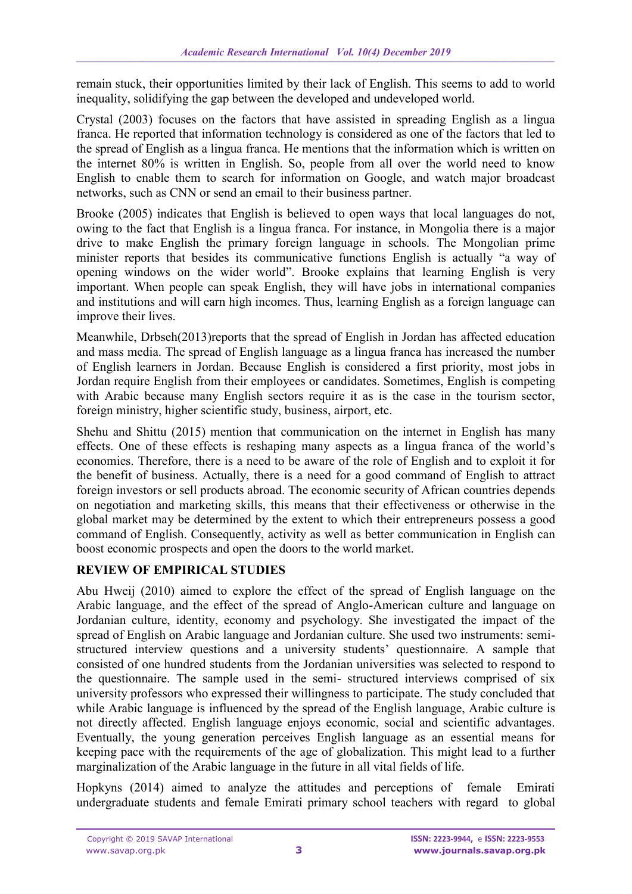remain stuck, their opportunities limited by their lack of English. This seems to add to world inequality, solidifying the gap between the developed and undeveloped world.

Crystal (2003) focuses on the factors that have assisted in spreading English as a lingua franca. He reported that information technology is considered as one of the factors that led to the spread of English as a lingua franca. He mentions that the information which is written on the internet 80% is written in English. So, people from all over the world need to know English to enable them to search for information on Google, and watch major broadcast networks, such as CNN or send an email to their business partner.

Brooke (2005) indicates that English is believed to open ways that local languages do not, owing to the fact that English is a lingua franca. For instance, in Mongolia there is a major drive to make English the primary foreign language in schools. The Mongolian prime minister reports that besides its communicative functions English is actually "a way of opening windows on the wider world". Brooke explains that learning English is very important. When people can speak English, they will have jobs in international companies and institutions and will earn high incomes. Thus, learning English as a foreign language can improve their lives.

Meanwhile, Drbseh(2013)reports that the spread of English in Jordan has affected education and mass media. The spread of English language as a lingua franca has increased the number of English learners in Jordan. Because English is considered a first priority, most jobs in Jordan require English from their employees or candidates. Sometimes, English is competing with Arabic because many English sectors require it as is the case in the tourism sector, foreign ministry, higher scientific study, business, airport, etc.

Shehu and Shittu (2015) mention that communication on the internet in English has many effects. One of these effects is reshaping many aspects as a lingua franca of the world's economies. Therefore, there is a need to be aware of the role of English and to exploit it for the benefit of business. Actually, there is a need for a good command of English to attract foreign investors or sell products abroad. The economic security of African countries depends on negotiation and marketing skills, this means that their effectiveness or otherwise in the global market may be determined by the extent to which their entrepreneurs possess a good command of English. Consequently, activity as well as better communication in English can boost economic prospects and open the doors to the world market.

## REVIEW OF EMPIRICAL STUDIES

Abu Hweij (2010) aimed to explore the effect of the spread of English language on the Arabic language, and the effect of the spread of Anglo-American culture and language on Jordanian culture, identity, economy and psychology. She investigated the impact of the spread of English on Arabic language and Jordanian culture. She used two instruments: semi-structured interview questions and a university students' questionnaire. A sample that consisted of one hundred students from the Jordanian universities was selected to respond to the questionnaire. The sample used in the semi- structured interviews comprised of six university professors who expressed their willingness to participate. The study concluded that while Arabic language is influenced by the spread of the English language, Arabic culture is not directly affected. English language enjoys economic, social and scientific advantages. Eventually, the young generation perceives English language as an essential means for keeping pace with the requirements of the age of globalization. This might lead to a further marginalization of the Arabic language in the future in all vital fields of life.

Hopkyns (2014) aimed to analyze the attitudes and perceptions of female Emirati undergraduate students and female Emirati primary school teachers with regard to global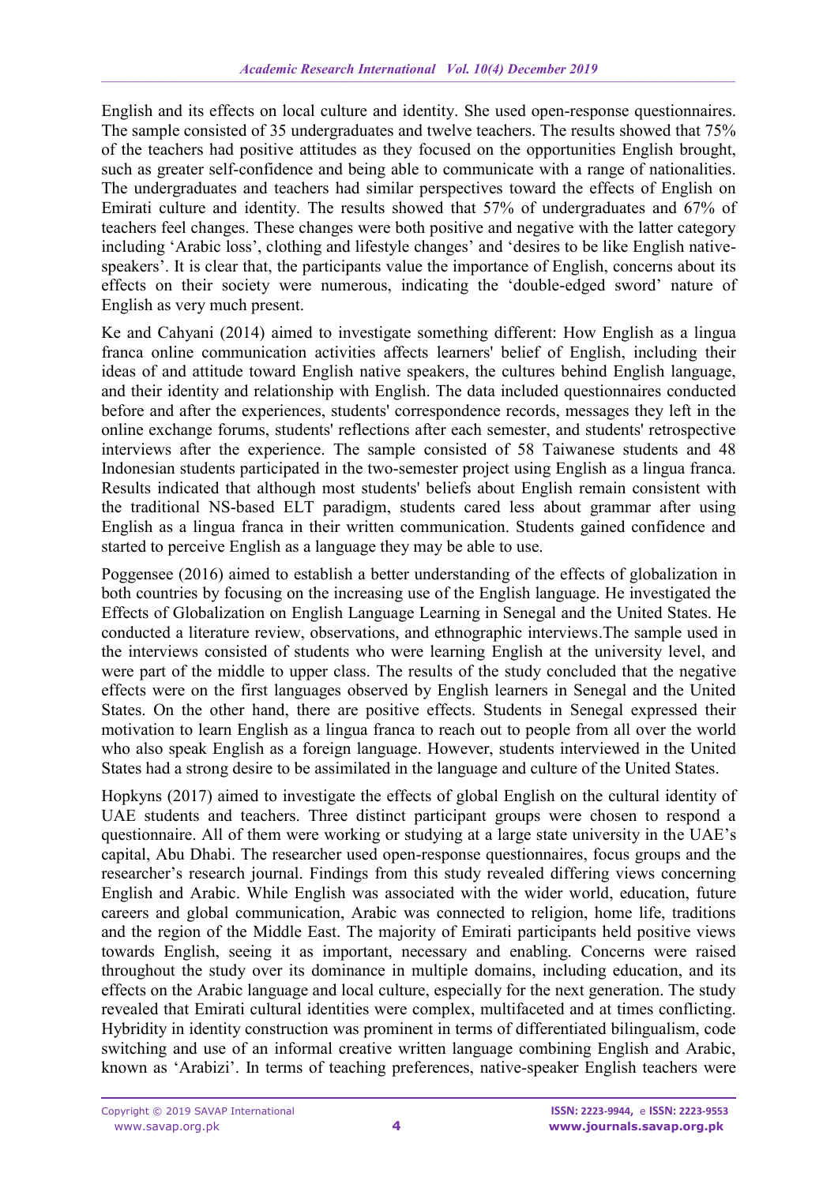English and its effects on local culture and identity. She used open-response questionnaires. The sample consisted of 35 undergraduates and twelve teachers. The results showed that 75% of the teachers had positive attitudes as they focused on the opportunities English brought, such as greater self-confidence and being able to communicate with a range of nationalities. The undergraduates and teachers had similar perspectives toward the effects of English on Emirati culture and identity. The results showed that 57% of undergraduates and 67% of teachers feel changes. These changes were both positive and negative with the latter category including 'Arabic loss', clothing and lifestyle changes' and 'desires to be like English native-speakers'. It is clear that, the participants value the importance of English, concerns about its effects on their society were numerous, indicating the 'double-edged sword' nature of English as very much present.

Ke and Cahyani (2014) aimed to investigate something different: How English as a lingua franca online communication activities affects learners' belief of English, including their ideas of and attitude toward English native speakers, the cultures behind English language, and their identity and relationship with English. The data included questionnaires conducted before and after the experiences, students' correspondence records, messages they left in the online exchange forums, students' reflections after each semester, and students' retrospective interviews after the experience. The sample consisted of 58 Taiwanese students and 48 Indonesian students participated in the two-semester project using English as a lingua franca. Results indicated that although most students' beliefs about English remain consistent with the traditional NS-based ELT paradigm, students cared less about grammar after using English as a lingua franca in their written communication. Students gained confidence and started to perceive English as a language they may be able to use.

Poggensee (2016) aimed to establish a better understanding of the effects of globalization in both countries by focusing on the increasing use of the English language. He investigated the Effects of Globalization on English Language Learning in Senegal and the United States. He conducted a literature review, observations, and ethnographic interviews.The sample used in the interviews consisted of students who were learning English at the university level, and were part of the middle to upper class. The results of the study concluded that the negative effects were on the first languages observed by English learners in Senegal and the United States. On the other hand, there are positive effects. Students in Senegal expressed their motivation to learn English as a lingua franca to reach out to people from all over the world who also speak English as a foreign language. However, students interviewed in the United States had a strong desire to be assimilated in the language and culture of the United States.

Hopkyns (2017) aimed to investigate the effects of global English on the cultural identity of UAE students and teachers. Three distinct participant groups were chosen to respond a questionnaire. All of them were working or studying at a large state university in the UAE's capital, Abu Dhabi. The researcher used open-response questionnaires, focus groups and the researcher's research journal. Findings from this study revealed differing views concerning English and Arabic. While English was associated with the wider world, education, future careers and global communication, Arabic was connected to religion, home life, traditions and the region of the Middle East. The majority of Emirati participants held positive views towards English, seeing it as important, necessary and enabling. Concerns were raised throughout the study over its dominance in multiple domains, including education, and its effects on the Arabic language and local culture, especially for the next generation. The study revealed that Emirati cultural identities were complex, multifaceted and at times conflicting. Hybridity in identity construction was prominent in terms of differentiated bilingualism, code switching and use of an informal creative written language combining English and Arabic, known as 'Arabizi'. In terms of teaching preferences, native-speaker English teachers were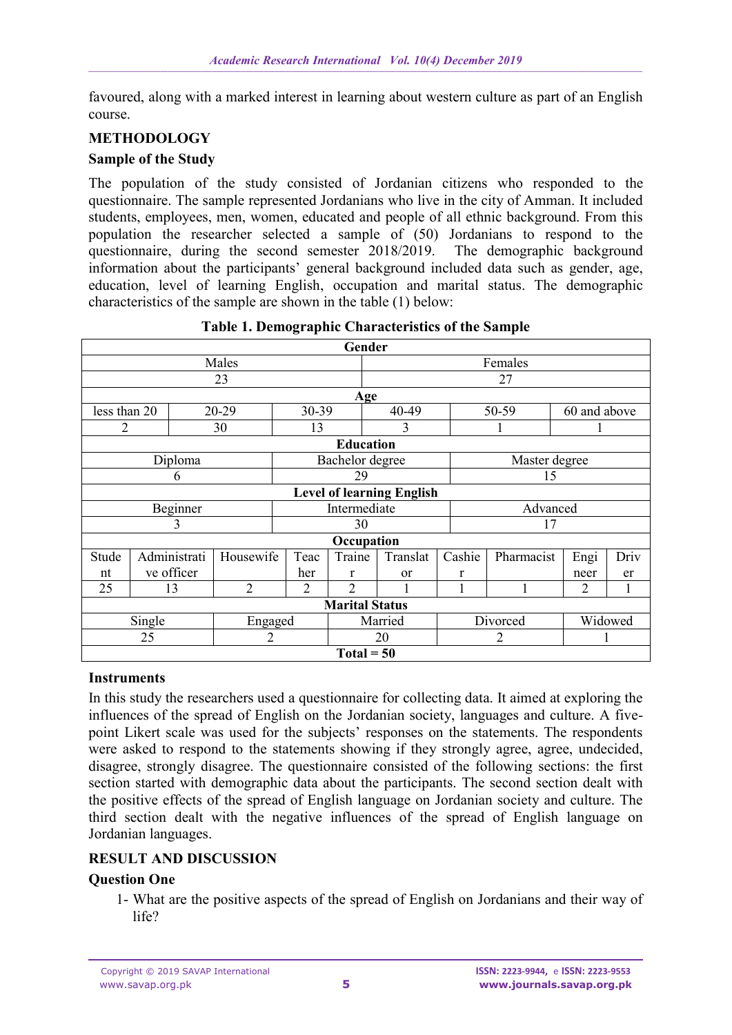favoured, along with a marked interest in learning about western culture as part of an English course.

## METHODOLOGY

### Sample of the Study

The population of the study consisted of Jordanian citizens who responded to the questionnaire. The sample represented Jordanians who live in the city of Amman. It included students, employees, men, women, educated and people of all ethnic background. From this population the researcher selected a sample of (50) Jordanians to respond to the questionnaire, during the second semester 2018/2019. The demographic background information about the participants' general background included data such as gender, age, education, level of learning English, occupation and marital status. The demographic characteristics of the sample are shown in the table (1) below:

**Table 1. Demographic Characteristics of the Sample**

| **Gender** | | | | | | | | | |
|---|---|---|---|---|---|---|---|---|---|
| Males | | | | | Females | | | | |
| 23 | | | | | 27 | | | | |
| **Age** | | | | | | | | | |
| less than 20 | 20-29 | | 30-39 | | 40-49 | 50-59 | | 60 and above | |
| 2 | 30 | | 13 | | 3 | 1 | | 1 | |
| **Education** | | | | | | | | | |
| Diploma | | | Bachelor degree | | | Master degree | | | |
| 6 | | | 29 | | | 15 | | | |
| **Level of learning English** | | | | | | | | | |
| Beginner | | | Intermediate | | | Advanced | | | |
| 3 | | | 30 | | | 17 | | | |
| **Occupation** | | | | | | | | | |
| Student | Administrative officer | Housewife | Teacher | Trainer | Translator | Cashier | Pharmacist | Engineer | Driver |
| 25 | 13 | 2 | 2 | 2 | 1 | 1 | 1 | 2 | 1 |
| **Marital Status** | | | | | | | | | |
| Single | | Engaged | | Married | | Divorced | | Widowed | |
| 25 | | 2 | | 20 | | 2 | | 1 | |
| **Total = 50** | | | | | | | | | |

### Instruments

In this study the researchers used a questionnaire for collecting data. It aimed at exploring the influences of the spread of English on the Jordanian society, languages and culture. A five-point Likert scale was used for the subjects' responses on the statements. The respondents were asked to respond to the statements showing if they strongly agree, agree, undecided, disagree, strongly disagree. The questionnaire consisted of the following sections: the first section started with demographic data about the participants. The second section dealt with the positive effects of the spread of English language on Jordanian society and culture. The third section dealt with the negative influences of the spread of English language on Jordanian languages.

## RESULT AND DISCUSSION

### Question One

1- What are the positive aspects of the spread of English on Jordanians and their way of life?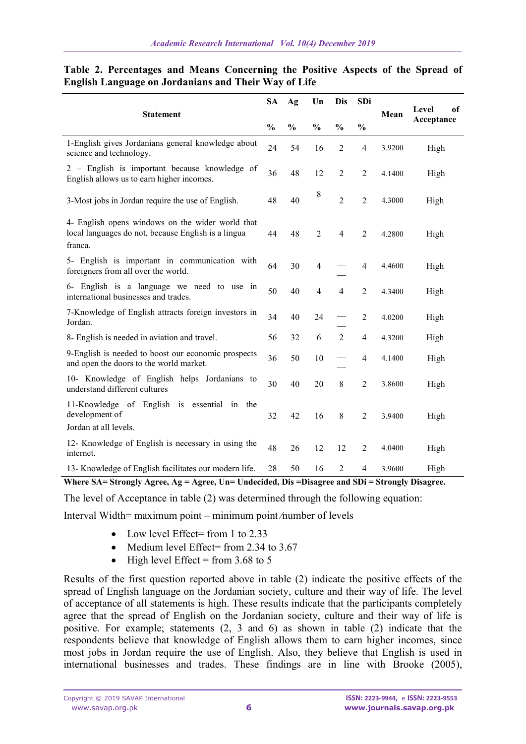**Table 2. Percentages and Means Concerning the Positive Aspects of the Spread of English Language on Jordanians and Their Way of Life**

| Statement | SA % | Ag % | Un % | Dis % | SDi % | Mean | Level of Acceptance |
|---|---|---|---|---|---|---|---|
| 1-English gives Jordanians general knowledge about science and technology. | 24 | 54 | 16 | 2 | 4 | 3.9200 | High |
| 2 – English is important because knowledge of English allows us to earn higher incomes. | 36 | 48 | 12 | 2 | 2 | 4.1400 | High |
| 3-Most jobs in Jordan require the use of English. | 48 | 40 | 8 | 2 | 2 | 4.3000 | High |
| 4- English opens windows on the wider world that local languages do not, because English is a lingua franca. | 44 | 48 | 2 | 4 | 2 | 4.2800 | High |
| 5- English is important in communication with foreigners from all over the world. | 64 | 30 | 4 | — | 4 | 4.4600 | High |
| 6- English is a language we need to use in international businesses and trades. | 50 | 40 | 4 | 4 | 2 | 4.3400 | High |
| 7-Knowledge of English attracts foreign investors in Jordan. | 34 | 40 | 24 | — | 2 | 4.0200 | High |
| 8- English is needed in aviation and travel. | 56 | 32 | 6 | 2 | 4 | 4.3200 | High |
| 9-English is needed to boost our economic prospects and open the doors to the world market. | 36 | 50 | 10 | — | 4 | 4.1400 | High |
| 10- Knowledge of English helps Jordanians to understand different cultures | 30 | 40 | 20 | 8 | 2 | 3.8600 | High |
| 11-Knowledge of English is essential in the development of Jordan at all levels. | 32 | 42 | 16 | 8 | 2 | 3.9400 | High |
| 12- Knowledge of English is necessary in using the internet. | 48 | 26 | 12 | 12 | 2 | 4.0400 | High |
| 13- Knowledge of English facilitates our modern life. | 28 | 50 | 16 | 2 | 4 | 3.9600 | High |

**Where SA= Strongly Agree, Ag = Agree, Un= Undecided, Dis =Disagree and SDi = Strongly Disagree.**

The level of Acceptance in table (2) was determined through the following equation:

Interval Width= maximum point – minimum point ⁄ number of levels

- Low level Effect= from 1 to 2.33
- Medium level Effect= from 2.34 to 3.67
- High level Effect = from 3.68 to 5

Results of the first question reported above in table (2) indicate the positive effects of the spread of English language on the Jordanian society, culture and their way of life. The level of acceptance of all statements is high. These results indicate that the participants completely agree that the spread of English on the Jordanian society, culture and their way of life is positive. For example; statements (2, 3 and 6) as shown in table (2) indicate that the respondents believe that knowledge of English allows them to earn higher incomes, since most jobs in Jordan require the use of English. Also, they believe that English is used in international businesses and trades. These findings are in line with Brooke (2005),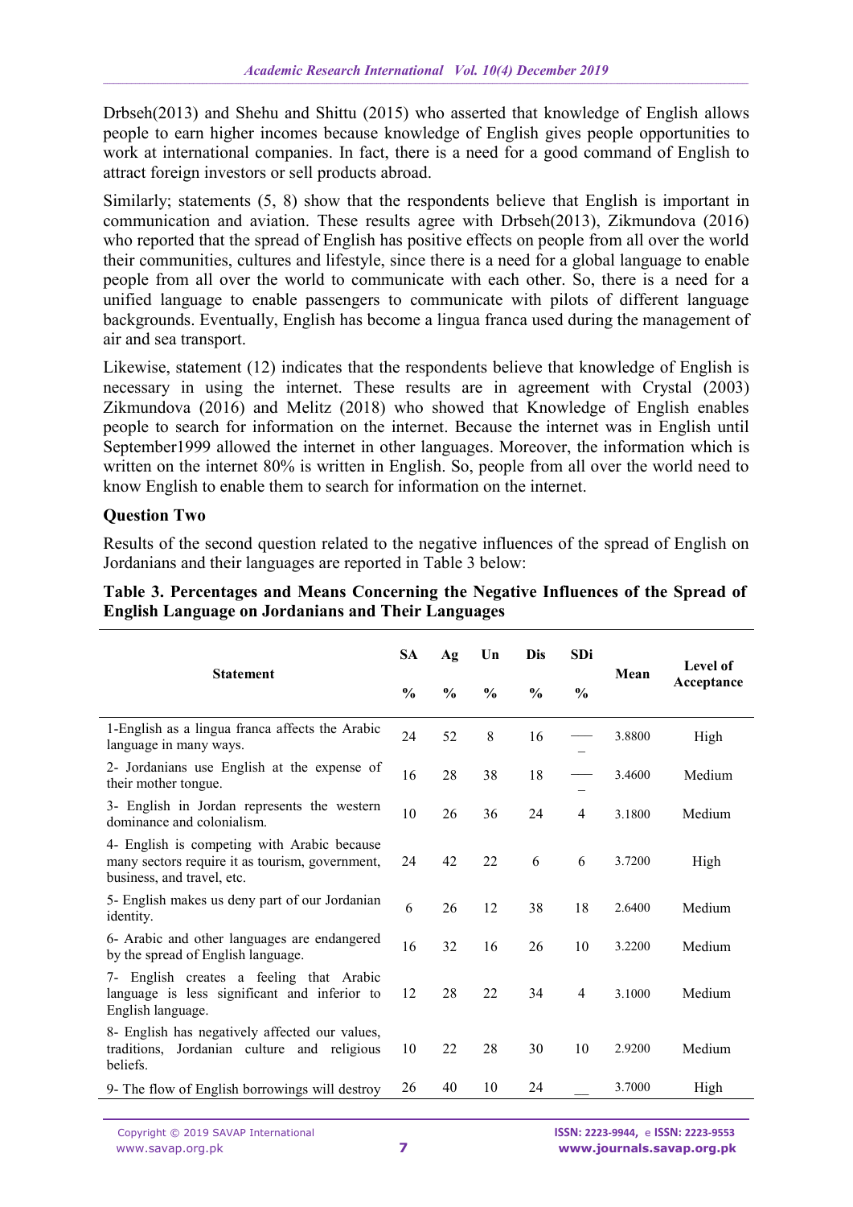Drbseh(2013) and Shehu and Shittu (2015) who asserted that knowledge of English allows people to earn higher incomes because knowledge of English gives people opportunities to work at international companies. In fact, there is a need for a good command of English to attract foreign investors or sell products abroad.

Similarly; statements (5, 8) show that the respondents believe that English is important in communication and aviation. These results agree with Drbseh(2013), Zikmundova (2016) who reported that the spread of English has positive effects on people from all over the world their communities, cultures and lifestyle, since there is a need for a global language to enable people from all over the world to communicate with each other. So, there is a need for a unified language to enable passengers to communicate with pilots of different language backgrounds. Eventually, English has become a lingua franca used during the management of air and sea transport.

Likewise, statement (12) indicates that the respondents believe that knowledge of English is necessary in using the internet. These results are in agreement with Crystal (2003) Zikmundova (2016) and Melitz (2018) who showed that Knowledge of English enables people to search for information on the internet. Because the internet was in English until September1999 allowed the internet in other languages. Moreover, the information which is written on the internet 80% is written in English. So, people from all over the world need to know English to enable them to search for information on the internet.

### Question Two

Results of the second question related to the negative influences of the spread of English on Jordanians and their languages are reported in Table 3 below:

**Table 3. Percentages and Means Concerning the Negative Influences of the Spread of English Language on Jordanians and Their Languages**

| Statement | SA | Ag | Un | Dis | SDi | Mean | Level of Acceptance |
|---|---|---|---|---|---|---|---|
| | % | % | % | % | % | | |
| 1-English as a lingua franca affects the Arabic language in many ways. | 24 | 52 | 8 | 16 | — | 3.8800 | High |
| 2- Jordanians use English at the expense of their mother tongue. | 16 | 28 | 38 | 18 | — | 3.4600 | Medium |
| 3- English in Jordan represents the western dominance and colonialism. | 10 | 26 | 36 | 24 | 4 | 3.1800 | Medium |
| 4- English is competing with Arabic because many sectors require it as tourism, government, business, and travel, etc. | 24 | 42 | 22 | 6 | 6 | 3.7200 | High |
| 5- English makes us deny part of our Jordanian identity. | 6 | 26 | 12 | 38 | 18 | 2.6400 | Medium |
| 6- Arabic and other languages are endangered by the spread of English language. | 16 | 32 | 16 | 26 | 10 | 3.2200 | Medium |
| 7- English creates a feeling that Arabic language is less significant and inferior to English language. | 12 | 28 | 22 | 34 | 4 | 3.1000 | Medium |
| 8- English has negatively affected our values, traditions, Jordanian culture and religious beliefs. | 10 | 22 | 28 | 30 | 10 | 2.9200 | Medium |
| 9- The flow of English borrowings will destroy | 26 | 40 | 10 | 24 | __ | 3.7000 | High |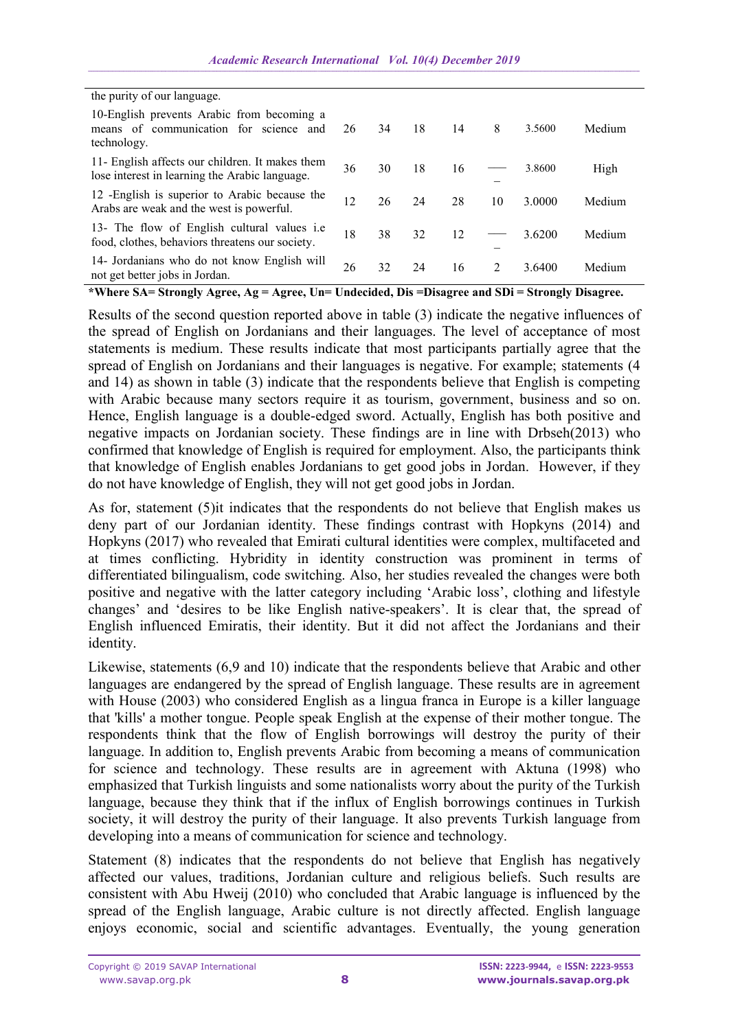| | | | | | | | |
|---|---|---|---|---|---|---|---|
| the purity of our language. | | | | | | | |
| 10-English prevents Arabic from becoming a means of communication for science and technology. | 26 | 34 | 18 | 14 | 8 | 3.5600 | Medium |
| 11- English affects our children. It makes them lose interest in learning the Arabic language. | 36 | 30 | 18 | 16 | — | 3.8600 | High |
| 12 -English is superior to Arabic because the Arabs are weak and the west is powerful. | 12 | 26 | 24 | 28 | 10 | 3.0000 | Medium |
| 13- The flow of English cultural values i.e food, clothes, behaviors threatens our society. | 18 | 38 | 32 | 12 | — | 3.6200 | Medium |
| 14- Jordanians who do not know English will not get better jobs in Jordan. | 26 | 32 | 24 | 16 | 2 | 3.6400 | Medium |

**\*Where SA= Strongly Agree, Ag = Agree, Un= Undecided, Dis =Disagree and SDi = Strongly Disagree.**

Results of the second question reported above in table (3) indicate the negative influences of the spread of English on Jordanians and their languages. The level of acceptance of most statements is medium. These results indicate that most participants partially agree that the spread of English on Jordanians and their languages is negative. For example; statements (4 and 14) as shown in table (3) indicate that the respondents believe that English is competing with Arabic because many sectors require it as tourism, government, business and so on. Hence, English language is a double-edged sword. Actually, English has both positive and negative impacts on Jordanian society. These findings are in line with Drbseh(2013) who confirmed that knowledge of English is required for employment. Also, the participants think that knowledge of English enables Jordanians to get good jobs in Jordan. However, if they do not have knowledge of English, they will not get good jobs in Jordan.

As for, statement (5)it indicates that the respondents do not believe that English makes us deny part of our Jordanian identity. These findings contrast with Hopkyns (2014) and Hopkyns (2017) who revealed that Emirati cultural identities were complex, multifaceted and at times conflicting. Hybridity in identity construction was prominent in terms of differentiated bilingualism, code switching. Also, her studies revealed the changes were both positive and negative with the latter category including 'Arabic loss', clothing and lifestyle changes' and 'desires to be like English native-speakers'. It is clear that, the spread of English influenced Emiratis, their identity. But it did not affect the Jordanians and their identity.

Likewise, statements (6,9 and 10) indicate that the respondents believe that Arabic and other languages are endangered by the spread of English language. These results are in agreement with House (2003) who considered English as a lingua franca in Europe is a killer language that 'kills' a mother tongue. People speak English at the expense of their mother tongue. The respondents think that the flow of English borrowings will destroy the purity of their language. In addition to, English prevents Arabic from becoming a means of communication for science and technology. These results are in agreement with Aktuna (1998) who emphasized that Turkish linguists and some nationalists worry about the purity of the Turkish language, because they think that if the influx of English borrowings continues in Turkish society, it will destroy the purity of their language. It also prevents Turkish language from developing into a means of communication for science and technology.

Statement (8) indicates that the respondents do not believe that English has negatively affected our values, traditions, Jordanian culture and religious beliefs. Such results are consistent with Abu Hweij (2010) who concluded that Arabic language is influenced by the spread of the English language, Arabic culture is not directly affected. English language enjoys economic, social and scientific advantages. Eventually, the young generation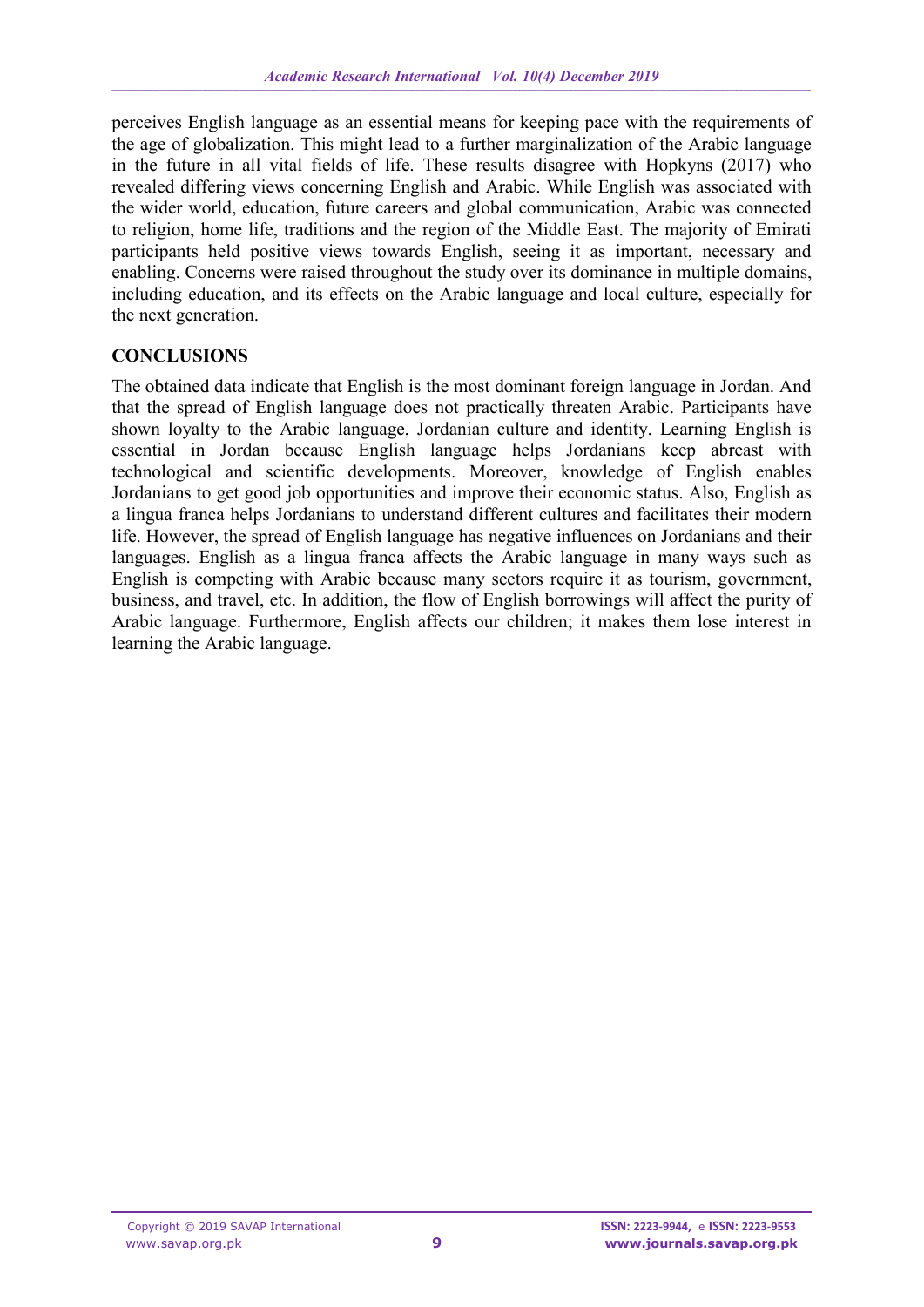perceives English language as an essential means for keeping pace with the requirements of the age of globalization. This might lead to a further marginalization of the Arabic language in the future in all vital fields of life. These results disagree with Hopkyns (2017) who revealed differing views concerning English and Arabic. While English was associated with the wider world, education, future careers and global communication, Arabic was connected to religion, home life, traditions and the region of the Middle East. The majority of Emirati participants held positive views towards English, seeing it as important, necessary and enabling. Concerns were raised throughout the study over its dominance in multiple domains, including education, and its effects on the Arabic language and local culture, especially for the next generation.

## CONCLUSIONS

The obtained data indicate that English is the most dominant foreign language in Jordan. And that the spread of English language does not practically threaten Arabic. Participants have shown loyalty to the Arabic language, Jordanian culture and identity. Learning English is essential in Jordan because English language helps Jordanians keep abreast with technological and scientific developments. Moreover, knowledge of English enables Jordanians to get good job opportunities and improve their economic status. Also, English as a lingua franca helps Jordanians to understand different cultures and facilitates their modern life. However, the spread of English language has negative influences on Jordanians and their languages. English as a lingua franca affects the Arabic language in many ways such as English is competing with Arabic because many sectors require it as tourism, government, business, and travel, etc. In addition, the flow of English borrowings will affect the purity of Arabic language. Furthermore, English affects our children; it makes them lose interest in learning the Arabic language.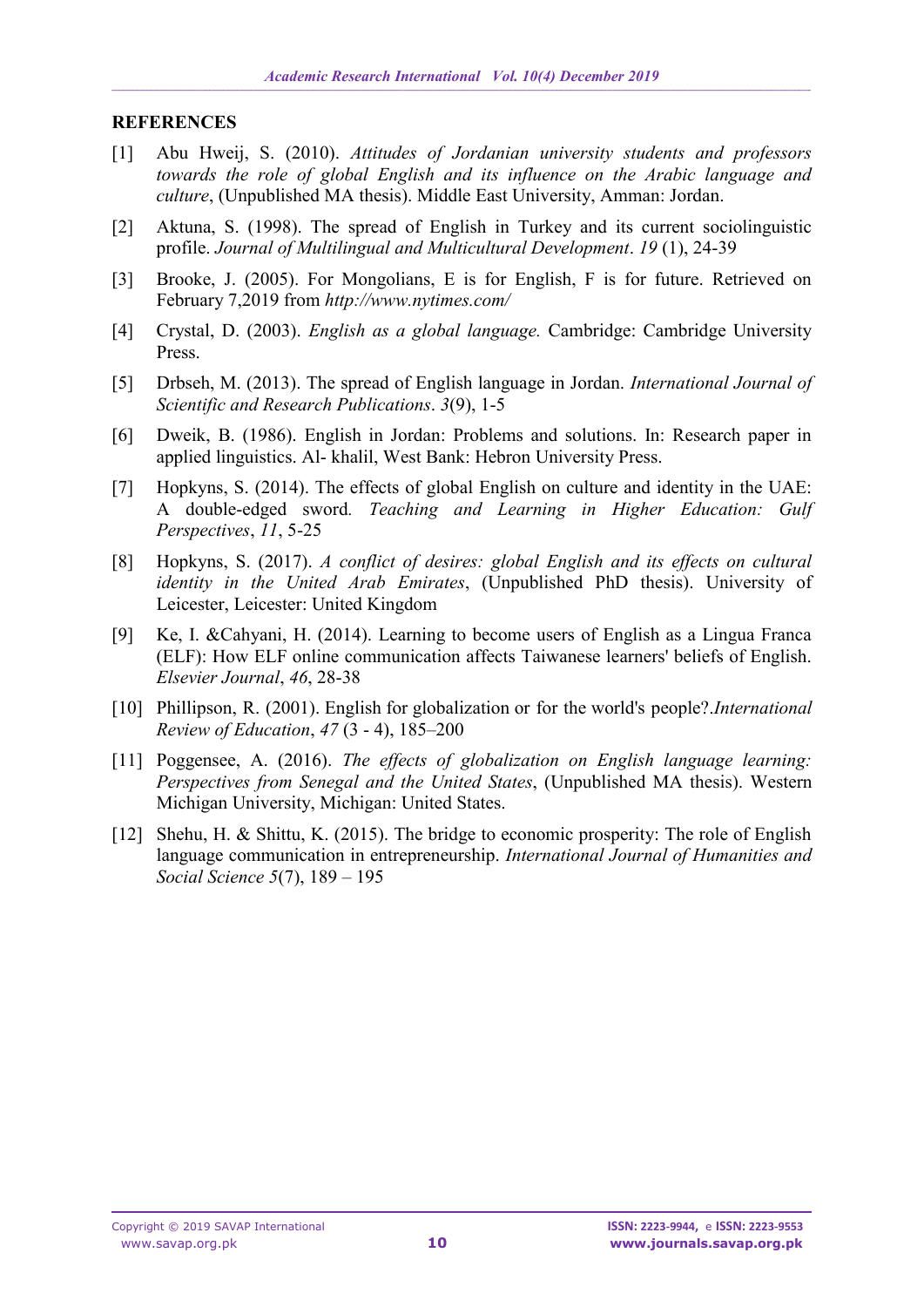## REFERENCES

[1] Abu Hweij, S. (2010). *Attitudes of Jordanian university students and professors towards the role of global English and its influence on the Arabic language and culture*, (Unpublished MA thesis). Middle East University, Amman: Jordan.

[2] Aktuna, S. (1998). The spread of English in Turkey and its current sociolinguistic profile. *Journal of Multilingual and Multicultural Development*. *19* (1), 24-39

[3] Brooke, J. (2005). For Mongolians, E is for English, F is for future. Retrieved on February 7,2019 from *http://www.nytimes.com/*

[4] Crystal, D. (2003). *English as a global language.* Cambridge: Cambridge University Press.

[5] Drbseh, M. (2013). The spread of English language in Jordan. *International Journal of Scientific and Research Publications*. *3*(9), 1-5

[6] Dweik, B. (1986). English in Jordan: Problems and solutions. In: Research paper in applied linguistics. Al- khalil, West Bank: Hebron University Press.

[7] Hopkyns, S. (2014). The effects of global English on culture and identity in the UAE: A double-edged sword. *Teaching and Learning in Higher Education: Gulf Perspectives*, *11*, 5-25

[8] Hopkyns, S. (2017). *A conflict of desires: global English and its effects on cultural identity in the United Arab Emirates*, (Unpublished PhD thesis). University of Leicester, Leicester: United Kingdom

[9] Ke, I. &Cahyani, H. (2014). Learning to become users of English as a Lingua Franca (ELF): How ELF online communication affects Taiwanese learners' beliefs of English. *Elsevier Journal*, *46*, 28-38

[10] Phillipson, R. (2001). English for globalization or for the world's people?.*International Review of Education*, *47* (3 - 4), 185–200

[11] Poggensee, A. (2016). *The effects of globalization on English language learning: Perspectives from Senegal and the United States*, (Unpublished MA thesis). Western Michigan University, Michigan: United States.

[12] Shehu, H. & Shittu, K. (2015). The bridge to economic prosperity: The role of English language communication in entrepreneurship. *International Journal of Humanities and Social Science 5*(7), 189 – 195